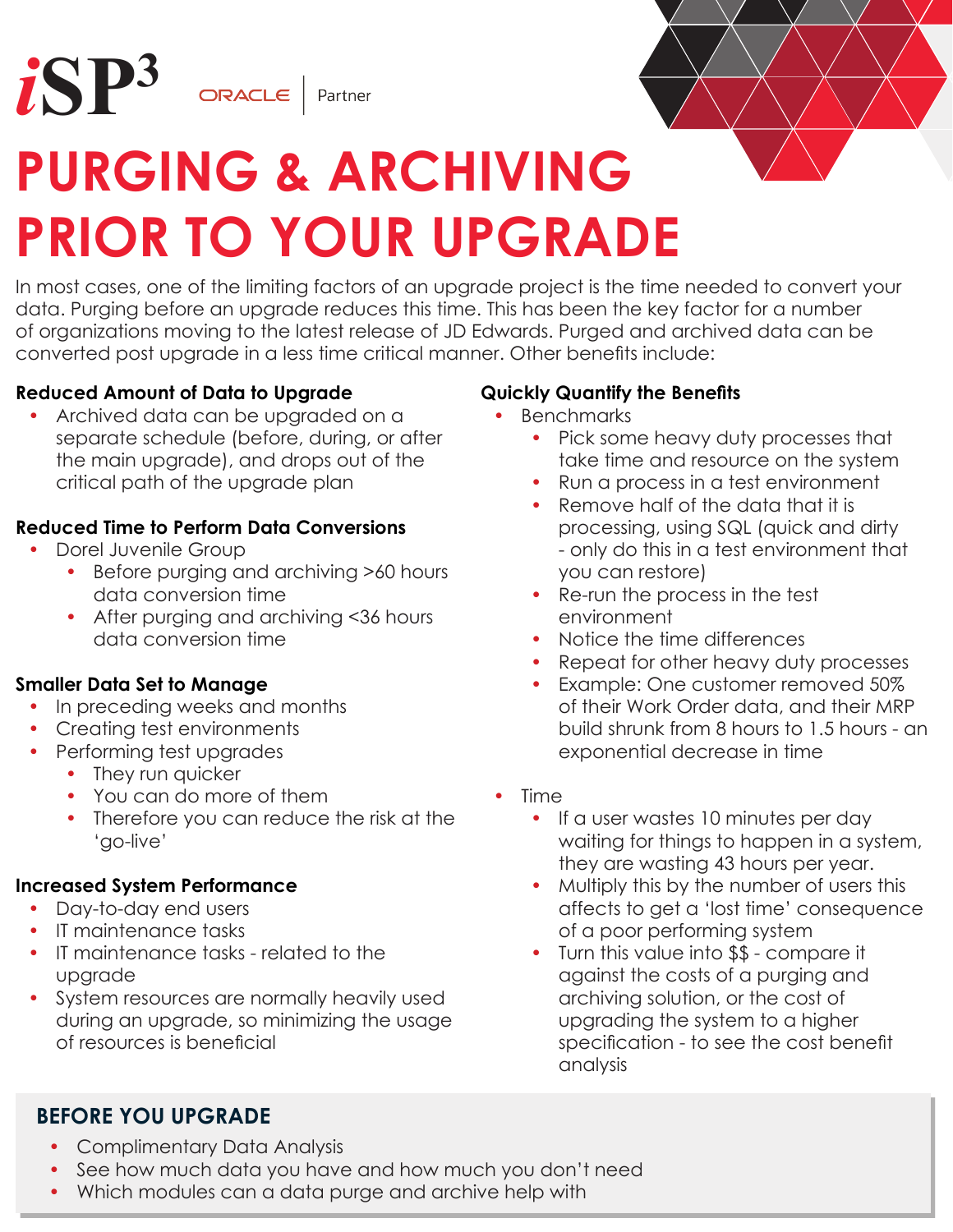iSP3 ORACLE | Partner

# PURGING & ARCHIVING PRIOR TO YOUR UPGRADE

In most cases, one of the limiting factors of an upgrade project is the time needed to convert your data. Purging before an upgrade reduces this time. This has been the key factor for a number of organizations moving to the latest release of JD Edwards. Purged and archived data can be converted post upgrade in a less time critical manner. Other benefits include:

**Reduced Amount of Data to Upgrade**

- Archived data can be upgraded on a separate schedule (before, during, or after the main upgrade), and drops out of the critical path of the upgrade plan

**Reduced Time to Perform Data Conversions**

- Dorel Juvenile Group
  - Before purging and archiving >60 hours data conversion time
  - After purging and archiving <36 hours data conversion time

**Smaller Data Set to Manage**

- In preceding weeks and months
- Creating test environments
- Performing test upgrades
  - They run quicker
  - You can do more of them
  - Therefore you can reduce the risk at the 'go-live'

**Increased System Performance**

- Day-to-day end users
- IT maintenance tasks
- IT maintenance tasks - related to the upgrade
- System resources are normally heavily used during an upgrade, so minimizing the usage of resources is beneficial

**Quickly Quantify the Benefits**

- Benchmarks
  - Pick some heavy duty processes that take time and resource on the system
  - Run a process in a test environment
  - Remove half of the data that it is processing, using SQL (quick and dirty - only do this in a test environment that you can restore)
  - Re-run the process in the test environment
  - Notice the time differences
  - Repeat for other heavy duty processes
  - Example: One customer removed 50% of their Work Order data, and their MRP build shrunk from 8 hours to 1.5 hours - an exponential decrease in time
- Time
  - If a user wastes 10 minutes per day waiting for things to happen in a system, they are wasting 43 hours per year.
  - Multiply this by the number of users this affects to get a 'lost time' consequence of a poor performing system
  - Turn this value into $$ - compare it against the costs of a purging and archiving solution, or the cost of upgrading the system to a higher specification - to see the cost benefit analysis

## BEFORE YOU UPGRADE

- Complimentary Data Analysis
- See how much data you have and how much you don't need
- Which modules can a data purge and archive help with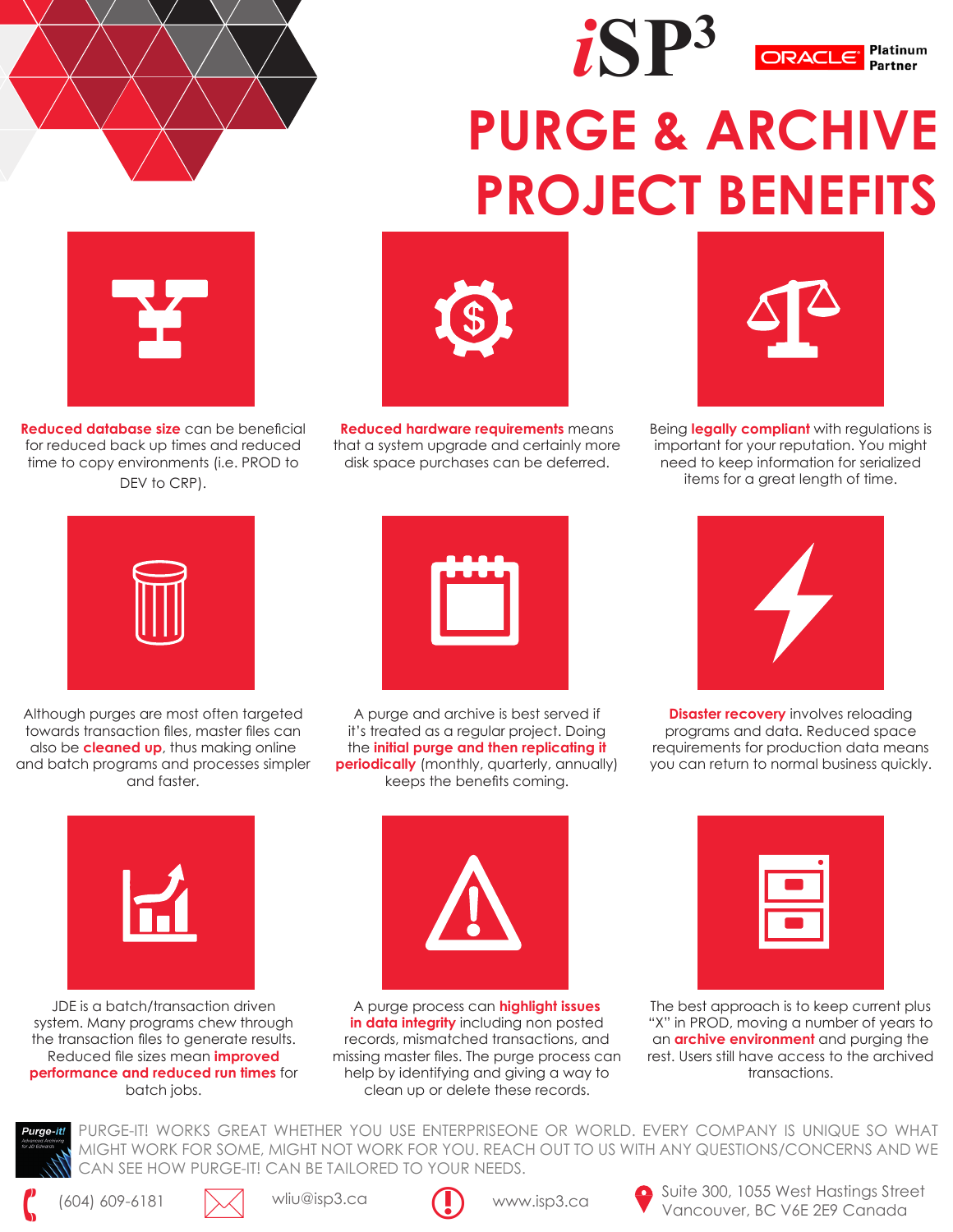iSP³ ORACLE Platinum Partner

# PURGE & ARCHIVE PROJECT BENEFITS

**Reduced database size** can be beneficial for reduced back up times and reduced time to copy environments (i.e. PROD to DEV to CRP).

**Reduced hardware requirements** means that a system upgrade and certainly more disk space purchases can be deferred.

Being **legally compliant** with regulations is important for your reputation. You might need to keep information for serialized items for a great length of time.

Although purges are most often targeted towards transaction files, master files can also be **cleaned up**, thus making online and batch programs and processes simpler and faster.

A purge and archive is best served if it's treated as a regular project. Doing the **initial purge and then replicating it periodically** (monthly, quarterly, annually) keeps the benefits coming.

**Disaster recovery** involves reloading programs and data. Reduced space requirements for production data means you can return to normal business quickly.

JDE is a batch/transaction driven system. Many programs chew through the transaction files to generate results. Reduced file sizes mean **improved performance and reduced run times** for batch jobs.

A purge process can **highlight issues in data integrity** including non posted records, mismatched transactions, and missing master files. The purge process can help by identifying and giving a way to clean up or delete these records.

The best approach is to keep current plus "X" in PROD, moving a number of years to an **archive environment** and purging the rest. Users still have access to the archived transactions.

PURGE-IT! WORKS GREAT WHETHER YOU USE ENTERPRISEONE OR WORLD. EVERY COMPANY IS UNIQUE SO WHAT MIGHT WORK FOR SOME, MIGHT NOT WORK FOR YOU. REACH OUT TO US WITH ANY QUESTIONS/CONCERNS AND WE CAN SEE HOW PURGE-IT! CAN BE TAILORED TO YOUR NEEDS.

(604) 609-6181 | wliu@isp3.ca | www.isp3.ca | Suite 300, 1055 West Hastings Street Vancouver, BC V6E 2E9 Canada